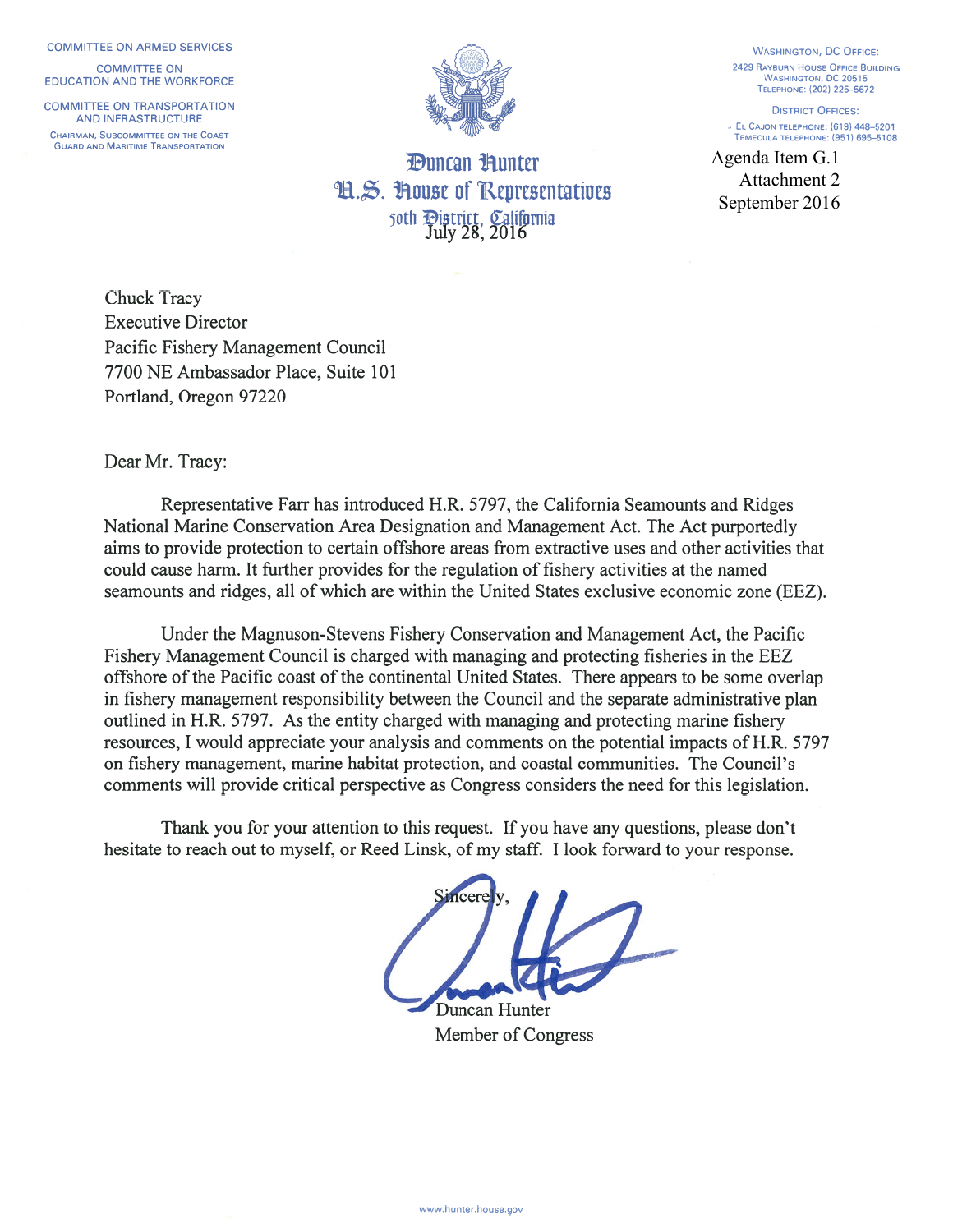COMMITTEE ON ARMED SERVICES

COMMITTEE ON EDUCATION AND THE WORKFORCE

COMMITTEE ON TRANSPORTATION AND INFRASTRUCTURE

CHAIRMAN, SUBCOMMITTEE ON THE COAST GUARD AND MARITIME TRANSPORTATION

**Duncan Hunter**
**U.S. House of Representatives**
**50th District, California**

WASHINGTON, DC OFFICE:
2429 RAYBURN HOUSE OFFICE BUILDING
WASHINGTON, DC 20515
TELEPHONE: (202) 225-5672

DISTRICT OFFICES:
EL CAJON TELEPHONE: (619) 448-5201
TEMECULA TELEPHONE: (951) 695-5108

Agenda Item G.1
Attachment 2
September 2016

July 28, 2016

Chuck Tracy
Executive Director
Pacific Fishery Management Council
7700 NE Ambassador Place, Suite 101
Portland, Oregon 97220

Dear Mr. Tracy:

Representative Farr has introduced H.R. 5797, the California Seamounts and Ridges National Marine Conservation Area Designation and Management Act. The Act purportedly aims to provide protection to certain offshore areas from extractive uses and other activities that could cause harm. It further provides for the regulation of fishery activities at the named seamounts and ridges, all of which are within the United States exclusive economic zone (EEZ).

Under the Magnuson-Stevens Fishery Conservation and Management Act, the Pacific Fishery Management Council is charged with managing and protecting fisheries in the EEZ offshore of the Pacific coast of the continental United States. There appears to be some overlap in fishery management responsibility between the Council and the separate administrative plan outlined in H.R. 5797. As the entity charged with managing and protecting marine fishery resources, I would appreciate your analysis and comments on the potential impacts of H.R. 5797 on fishery management, marine habitat protection, and coastal communities. The Council's comments will provide critical perspective as Congress considers the need for this legislation.

Thank you for your attention to this request. If you have any questions, please don't hesitate to reach out to myself, or Reed Linsk, of my staff. I look forward to your response.

Sincerely,

Duncan Hunter
Member of Congress

www.hunter.house.gov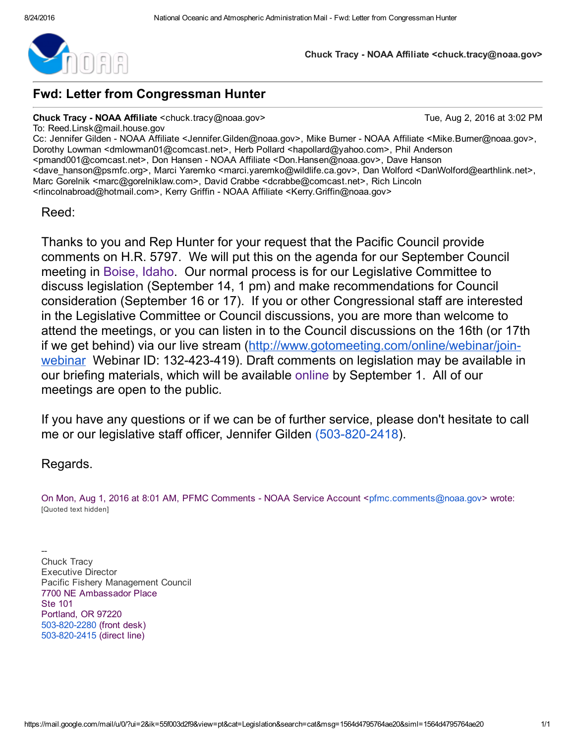Chuck Tracy - NOAA Affiliate <chuck.tracy@noaa.gov>

# Fwd: Letter from Congressman Hunter

**Chuck Tracy - NOAA Affiliate** <chuck.tracy@noaa.gov> Tue, Aug 2, 2016 at 3:02 PM
To: Reed.Linsk@mail.house.gov
Cc: Jennifer Gilden - NOAA Affiliate <Jennifer.Gilden@noaa.gov>, Mike Burner - NOAA Affiliate <Mike.Burner@noaa.gov>, Dorothy Lowman <dmlowman01@comcast.net>, Herb Pollard <hapollard@yahoo.com>, Phil Anderson <pmand001@comcast.net>, Don Hansen - NOAA Affiliate <Don.Hansen@noaa.gov>, Dave Hanson <dave_hanson@psmfc.org>, Marci Yaremko <marci.yaremko@wildlife.ca.gov>, Dan Wolford <DanWolford@earthlink.net>, Marc Gorelnik <marc@gorelniklaw.com>, David Crabbe <dcrabbe@comcast.net>, Rich Lincoln <rlincolnabroad@hotmail.com>, Kerry Griffin - NOAA Affiliate <Kerry.Griffin@noaa.gov>

Reed:

Thanks to you and Rep Hunter for your request that the Pacific Council provide comments on H.R. 5797. We will put this on the agenda for our September Council meeting in Boise, Idaho. Our normal process is for our Legislative Committee to discuss legislation (September 14, 1 pm) and make recommendations for Council consideration (September 16 or 17). If you or other Congressional staff are interested in the Legislative Committee or Council discussions, you are more than welcome to attend the meetings, or you can listen in to the Council discussions on the 16th (or 17th if we get behind) via our live stream (http://www.gotomeeting.com/online/webinar/join-webinar Webinar ID: 132-423-419). Draft comments on legislation may be available in our briefing materials, which will be available online by September 1. All of our meetings are open to the public.

If you have any questions or if we can be of further service, please don't hesitate to call me or our legislative staff officer, Jennifer Gilden (503-820-2418).

Regards.

On Mon, Aug 1, 2016 at 8:01 AM, PFMC Comments - NOAA Service Account <pfmc.comments@noaa.gov> wrote:
[Quoted text hidden]

--
Chuck Tracy
Executive Director
Pacific Fishery Management Council
7700 NE Ambassador Place
Ste 101
Portland, OR 97220
503-820-2280 (front desk)
503-820-2415 (direct line)